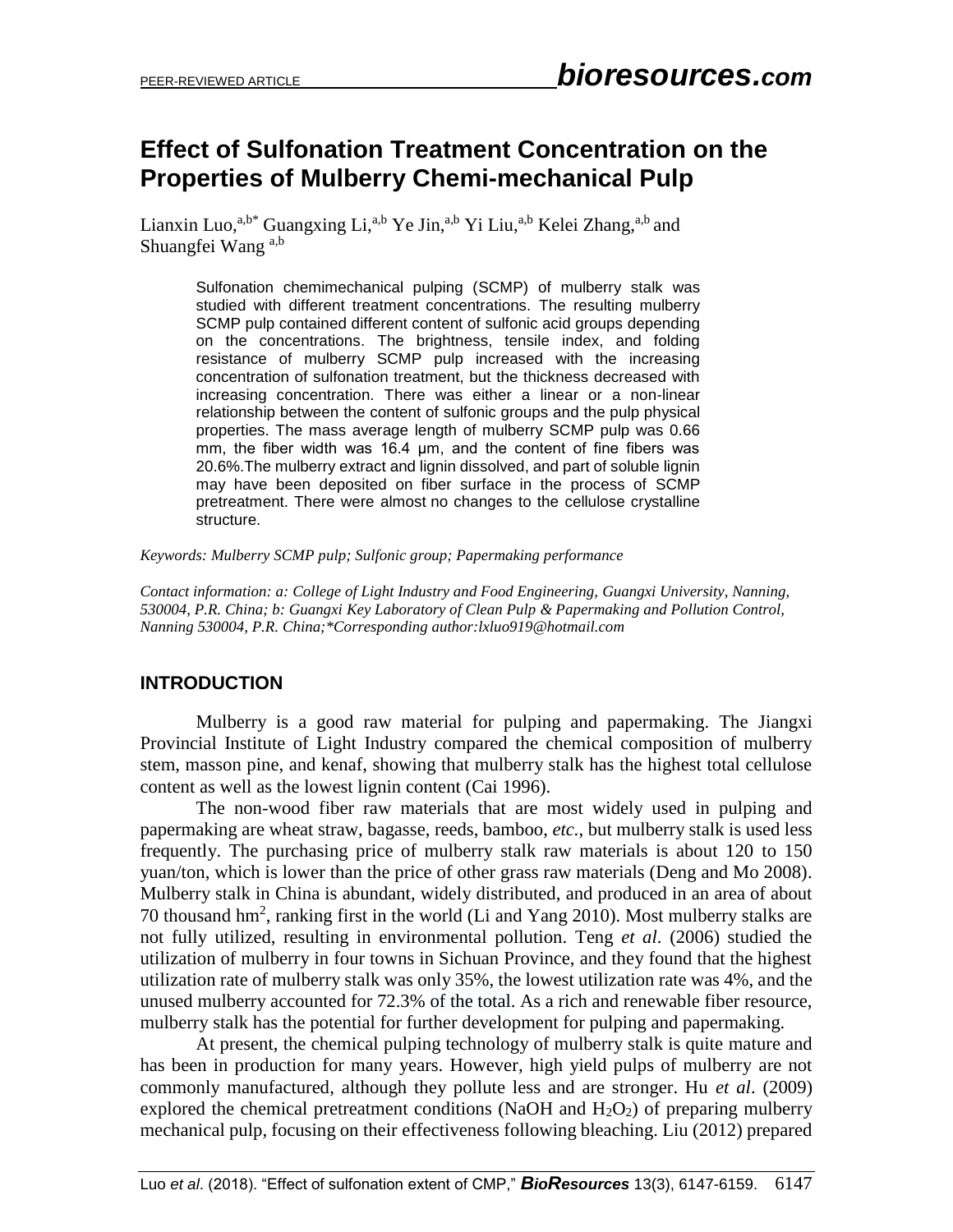# Effect of Sulfonation Treatment Concentration on the Properties of Mulberry Chemi-mechanical Pulp

Lianxin Luo,[a,b*] Guangxing Li,[a,b] Ye Jin,[a,b] Yi Liu,[a,b] Kelei Zhang,[a,b] and Shuangfei Wang [a,b]

Sulfonation chemimechanical pulping (SCMP) of mulberry stalk was studied with different treatment concentrations. The resulting mulberry SCMP pulp contained different content of sulfonic acid groups depending on the concentrations. The brightness, tensile index, and folding resistance of mulberry SCMP pulp increased with the increasing concentration of sulfonation treatment, but the thickness decreased with increasing concentration. There was either a linear or a non-linear relationship between the content of sulfonic groups and the pulp physical properties. The mass average length of mulberry SCMP pulp was 0.66 mm, the fiber width was 16.4 μm, and the content of fine fibers was 20.6%.The mulberry extract and lignin dissolved, and part of soluble lignin may have been deposited on fiber surface in the process of SCMP pretreatment. There were almost no changes to the cellulose crystalline structure.

*Keywords: Mulberry SCMP pulp; Sulfonic group; Papermaking performance*

*Contact information: a: College of Light Industry and Food Engineering, Guangxi University, Nanning, 530004, P.R. China; b: Guangxi Key Laboratory of Clean Pulp & Papermaking and Pollution Control, Nanning 530004, P.R. China;\*Corresponding author:lxluo919@hotmail.com*

## INTRODUCTION

Mulberry is a good raw material for pulping and papermaking. The Jiangxi Provincial Institute of Light Industry compared the chemical composition of mulberry stem, masson pine, and kenaf, showing that mulberry stalk has the highest total cellulose content as well as the lowest lignin content (Cai 1996).

The non-wood fiber raw materials that are most widely used in pulping and papermaking are wheat straw, bagasse, reeds, bamboo, *etc.*, but mulberry stalk is used less frequently. The purchasing price of mulberry stalk raw materials is about 120 to 150 yuan/ton, which is lower than the price of other grass raw materials (Deng and Mo 2008). Mulberry stalk in China is abundant, widely distributed, and produced in an area of about 70 thousand $hm^2$, ranking first in the world (Li and Yang 2010). Most mulberry stalks are not fully utilized, resulting in environmental pollution. Teng *et al*. (2006) studied the utilization of mulberry in four towns in Sichuan Province, and they found that the highest utilization rate of mulberry stalk was only 35%, the lowest utilization rate was 4%, and the unused mulberry accounted for 72.3% of the total. As a rich and renewable fiber resource, mulberry stalk has the potential for further development for pulping and papermaking.

At present, the chemical pulping technology of mulberry stalk is quite mature and has been in production for many years. However, high yield pulps of mulberry are not commonly manufactured, although they pollute less and are stronger. Hu *et al*. (2009) explored the chemical pretreatment conditions (NaOH and $H_2O_2$) of preparing mulberry mechanical pulp, focusing on their effectiveness following bleaching. Liu (2012) prepared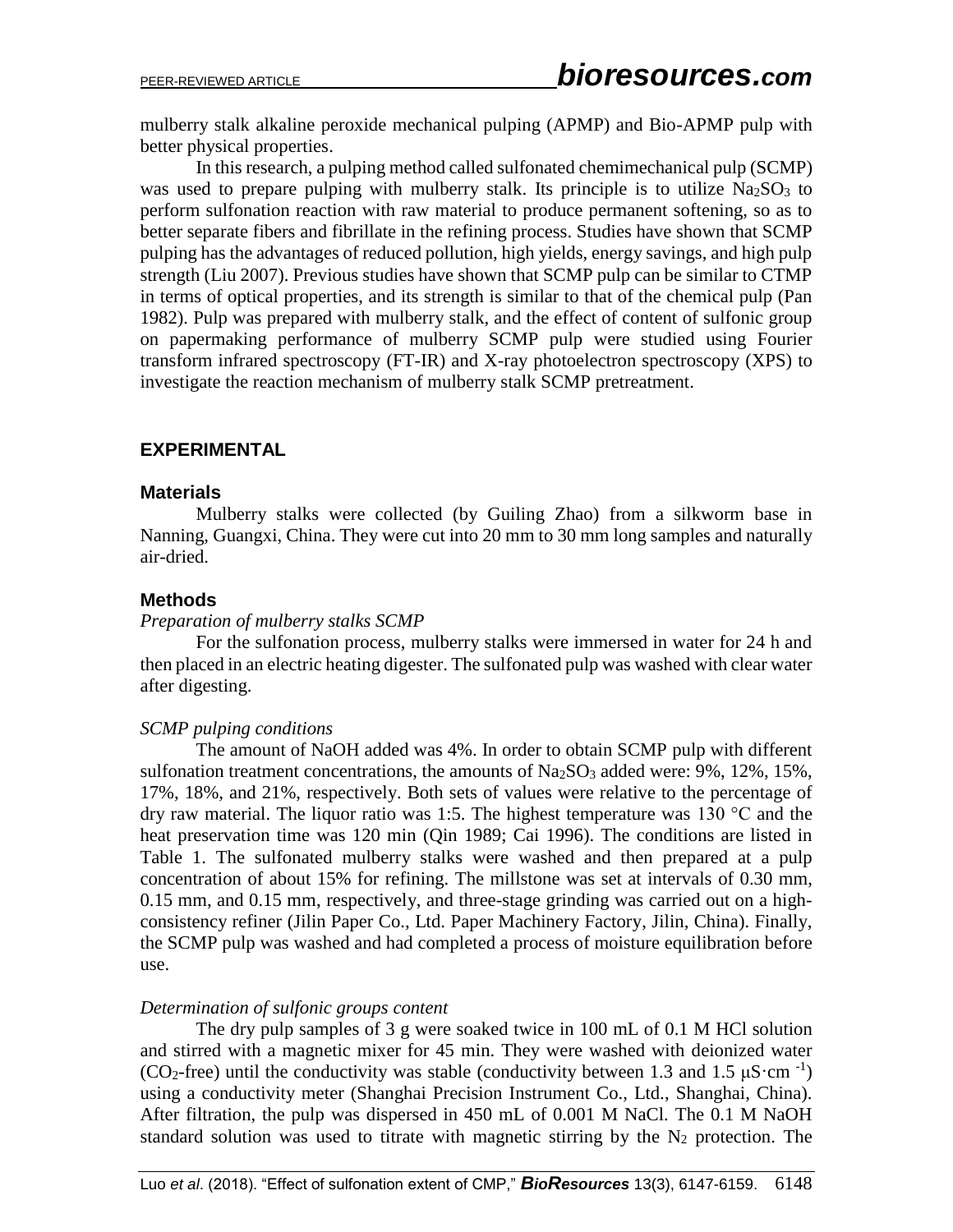mulberry stalk alkaline peroxide mechanical pulping (APMP) and Bio-APMP pulp with better physical properties.

In this research, a pulping method called sulfonated chemimechanical pulp (SCMP) was used to prepare pulping with mulberry stalk. Its principle is to utilize $Na_2SO_3$ to perform sulfonation reaction with raw material to produce permanent softening, so as to better separate fibers and fibrillate in the refining process. Studies have shown that SCMP pulping has the advantages of reduced pollution, high yields, energy savings, and high pulp strength (Liu 2007). Previous studies have shown that SCMP pulp can be similar to CTMP in terms of optical properties, and its strength is similar to that of the chemical pulp (Pan 1982). Pulp was prepared with mulberry stalk, and the effect of content of sulfonic group on papermaking performance of mulberry SCMP pulp were studied using Fourier transform infrared spectroscopy (FT-IR) and X-ray photoelectron spectroscopy (XPS) to investigate the reaction mechanism of mulberry stalk SCMP pretreatment.

## EXPERIMENTAL

### Materials

Mulberry stalks were collected (by Guiling Zhao) from a silkworm base in Nanning, Guangxi, China. They were cut into 20 mm to 30 mm long samples and naturally air-dried.

### Methods

*Preparation of mulberry stalks SCMP*

For the sulfonation process, mulberry stalks were immersed in water for 24 h and then placed in an electric heating digester. The sulfonated pulp was washed with clear water after digesting.

*SCMP pulping conditions*

The amount of NaOH added was 4%. In order to obtain SCMP pulp with different sulfonation treatment concentrations, the amounts of $Na_2SO_3$ added were: 9%, 12%, 15%, 17%, 18%, and 21%, respectively. Both sets of values were relative to the percentage of dry raw material. The liquor ratio was 1:5. The highest temperature was 130 °C and the heat preservation time was 120 min (Qin 1989; Cai 1996). The conditions are listed in Table 1. The sulfonated mulberry stalks were washed and then prepared at a pulp concentration of about 15% for refining. The millstone was set at intervals of 0.30 mm, 0.15 mm, and 0.15 mm, respectively, and three-stage grinding was carried out on a high-consistency refiner (Jilin Paper Co., Ltd. Paper Machinery Factory, Jilin, China). Finally, the SCMP pulp was washed and had completed a process of moisture equilibration before use.

*Determination of sulfonic groups content*

The dry pulp samples of 3 g were soaked twice in 100 mL of 0.1 M HCl solution and stirred with a magnetic mixer for 45 min. They were washed with deionized water ($CO_2$-free) until the conductivity was stable (conductivity between 1.3 and 1.5 $\mu S \cdot cm^{-1}$) using a conductivity meter (Shanghai Precision Instrument Co., Ltd., Shanghai, China). After filtration, the pulp was dispersed in 450 mL of 0.001 M NaCl. The 0.1 M NaOH standard solution was used to titrate with magnetic stirring by the $N_2$ protection. The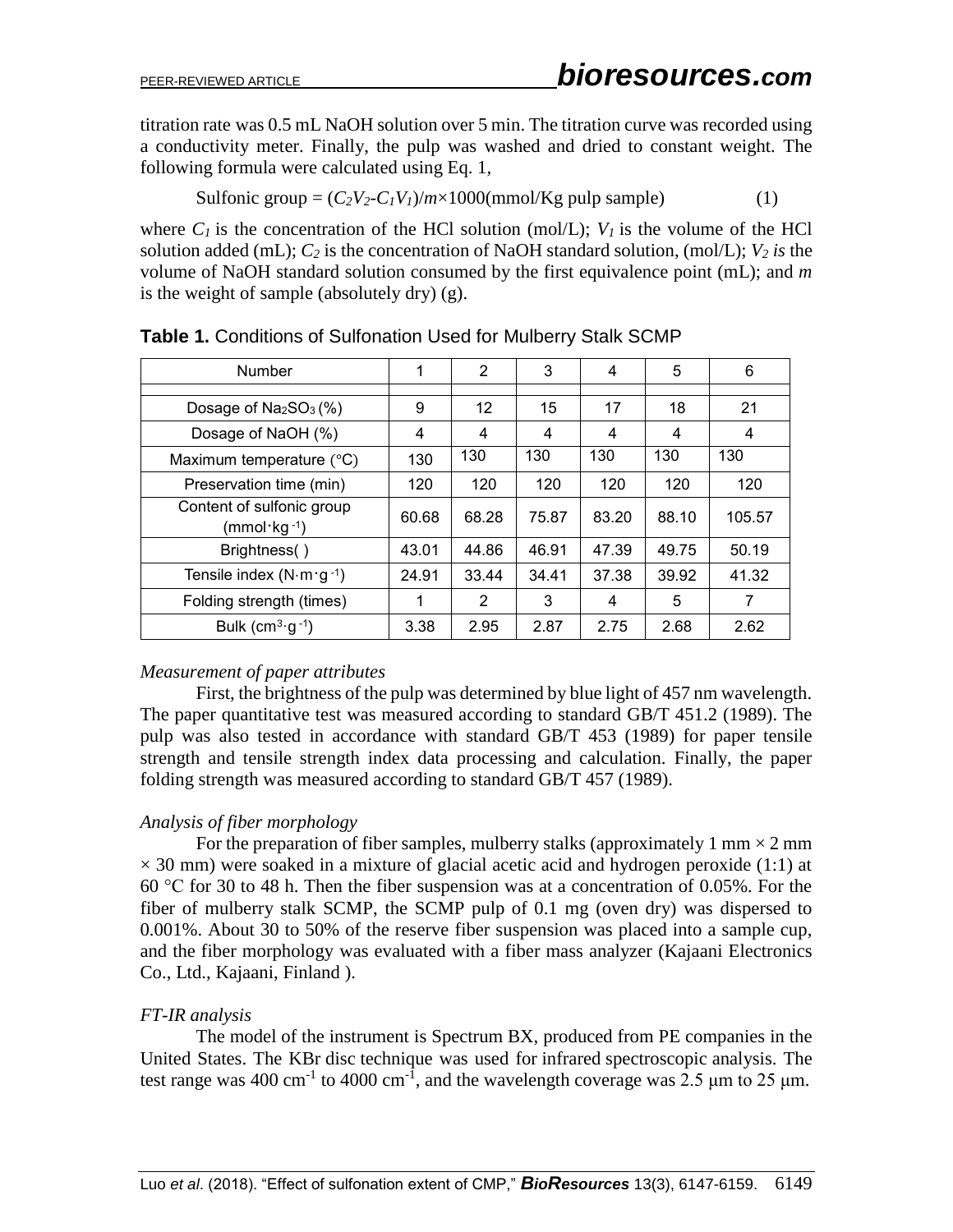titration rate was 0.5 mL NaOH solution over 5 min. The titration curve was recorded using a conductivity meter. Finally, the pulp was washed and dried to constant weight. The following formula were calculated using Eq. 1,

$$\text{Sulfonic group} = (C_2V_2\text{-}C_1V_1)/m\times1000(\text{mmol/Kg pulp sample}) \qquad (1)$$

where $C_1$ is the concentration of the HCl solution (mol/L); $V_1$ is the volume of the HCl solution added (mL); $C_2$ is the concentration of NaOH standard solution, (mol/L); $V_2$ *is* the volume of NaOH standard solution consumed by the first equivalence point (mL); and $m$ is the weight of sample (absolutely dry) (g).

**Table 1.** Conditions of Sulfonation Used for Mulberry Stalk SCMP

| Number | 1 | 2 | 3 | 4 | 5 | 6 |
|---|---|---|---|---|---|---|
| Dosage of $Na_2SO_3$ (%) | 9 | 12 | 15 | 17 | 18 | 21 |
| Dosage of NaOH (%) | 4 | 4 | 4 | 4 | 4 | 4 |
| Maximum temperature (°C) | 130 | 130 | 130 | 130 | 130 | 130 |
| Preservation time (min) | 120 | 120 | 120 | 120 | 120 | 120 |
| Content of sulfonic group (mmol·kg$^{-1}$) | 60.68 | 68.28 | 75.87 | 83.20 | 88.10 | 105.57 |
| Brightness( ) | 43.01 | 44.86 | 46.91 | 47.39 | 49.75 | 50.19 |
| Tensile index (N·m·g$^{-1}$) | 24.91 | 33.44 | 34.41 | 37.38 | 39.92 | 41.32 |
| Folding strength (times) | 1 | 2 | 3 | 4 | 5 | 7 |
| Bulk (cm$^3$·g$^{-1}$) | 3.38 | 2.95 | 2.87 | 2.75 | 2.68 | 2.62 |

*Measurement of paper attributes*

First, the brightness of the pulp was determined by blue light of 457 nm wavelength. The paper quantitative test was measured according to standard GB/T 451.2 (1989). The pulp was also tested in accordance with standard GB/T 453 (1989) for paper tensile strength and tensile strength index data processing and calculation. Finally, the paper folding strength was measured according to standard GB/T 457 (1989).

*Analysis of fiber morphology*

For the preparation of fiber samples, mulberry stalks (approximately 1 mm × 2 mm × 30 mm) were soaked in a mixture of glacial acetic acid and hydrogen peroxide (1:1) at 60 °C for 30 to 48 h. Then the fiber suspension was at a concentration of 0.05%. For the fiber of mulberry stalk SCMP, the SCMP pulp of 0.1 mg (oven dry) was dispersed to 0.001%. About 30 to 50% of the reserve fiber suspension was placed into a sample cup, and the fiber morphology was evaluated with a fiber mass analyzer (Kajaani Electronics Co., Ltd., Kajaani, Finland ).

*FT-IR analysis*

The model of the instrument is Spectrum BX, produced from PE companies in the United States. The KBr disc technique was used for infrared spectroscopic analysis. The test range was 400 cm$^{-1}$ to 4000 cm$^{-1}$, and the wavelength coverage was 2.5 μm to 25 μm.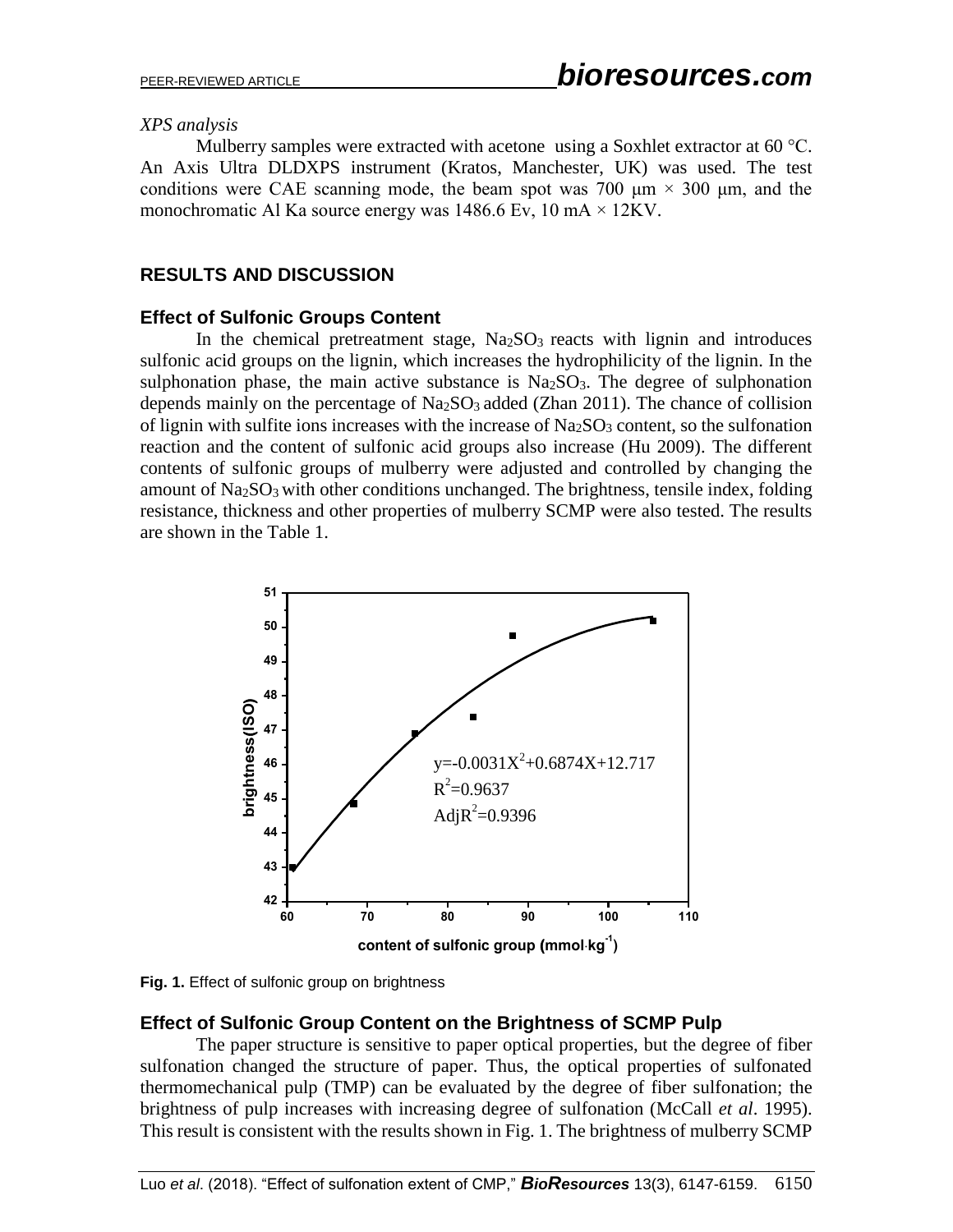*XPS analysis*

Mulberry samples were extracted with acetone using a Soxhlet extractor at 60 °C. An Axis Ultra DLDXPS instrument (Kratos, Manchester, UK) was used. The test conditions were CAE scanning mode, the beam spot was 700 μm × 300 μm, and the monochromatic Al Ka source energy was 1486.6 Ev, 10 mA × 12KV.

## RESULTS AND DISCUSSION

### Effect of Sulfonic Groups Content

In the chemical pretreatment stage, $Na_2SO_3$ reacts with lignin and introduces sulfonic acid groups on the lignin, which increases the hydrophilicity of the lignin. In the sulphonation phase, the main active substance is $Na_2SO_3$. The degree of sulphonation depends mainly on the percentage of $Na_2SO_3$ added (Zhan 2011). The chance of collision of lignin with sulfite ions increases with the increase of $Na_2SO_3$ content, so the sulfonation reaction and the content of sulfonic acid groups also increase (Hu 2009). The different contents of sulfonic groups of mulberry were adjusted and controlled by changing the amount of $Na_2SO_3$ with other conditions unchanged. The brightness, tensile index, folding resistance, thickness and other properties of mulberry SCMP were also tested. The results are shown in the Table 1.

**Fig. 1.** Effect of sulfonic group on brightness

### Effect of Sulfonic Group Content on the Brightness of SCMP Pulp

The paper structure is sensitive to paper optical properties, but the degree of fiber sulfonation changed the structure of paper. Thus, the optical properties of sulfonated thermomechanical pulp (TMP) can be evaluated by the degree of fiber sulfonation; the brightness of pulp increases with increasing degree of sulfonation (McCall *et al*. 1995). This result is consistent with the results shown in Fig. 1. The brightness of mulberry SCMP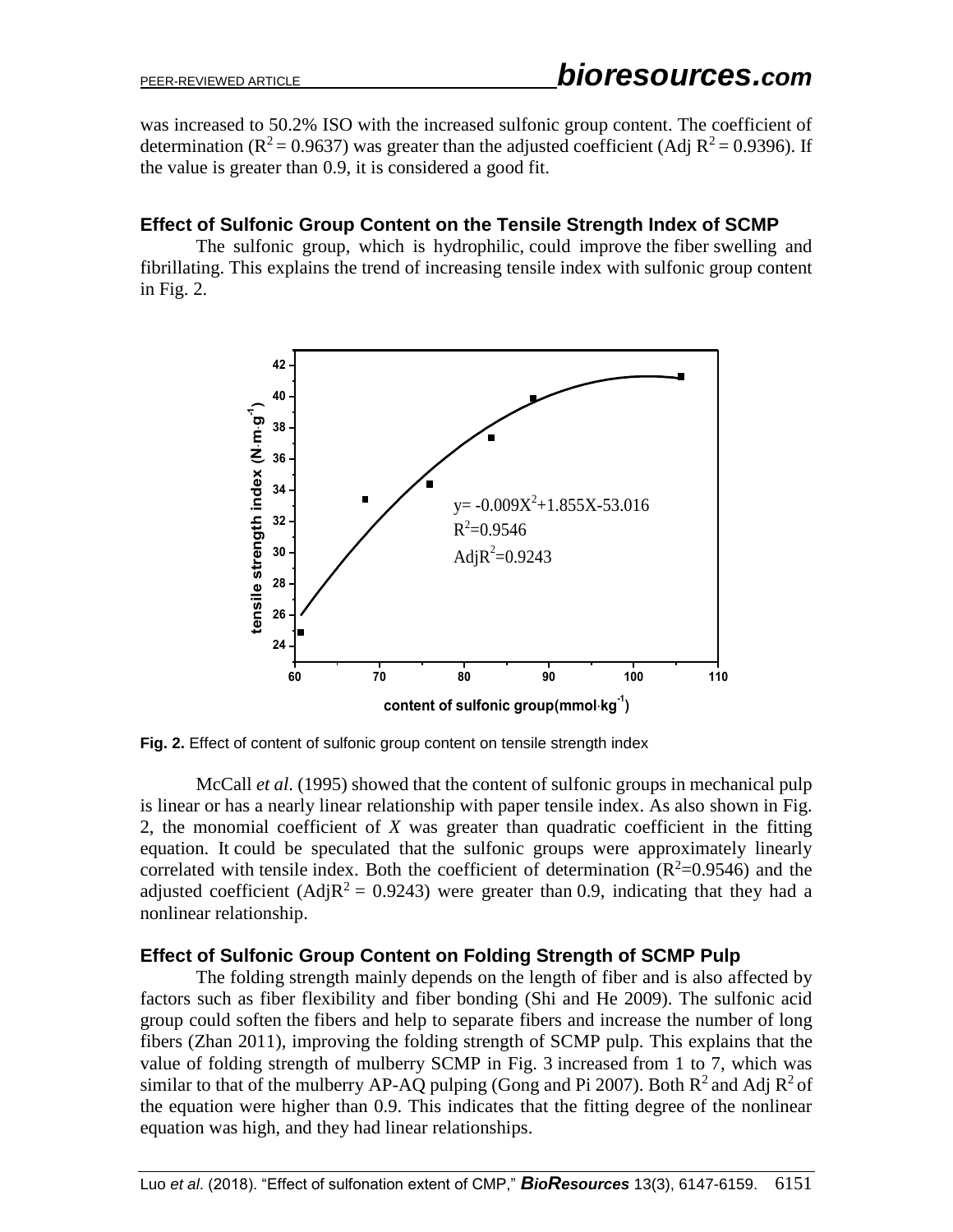was increased to 50.2% ISO with the increased sulfonic group content. The coefficient of determination ($R^2 = 0.9637$) was greater than the adjusted coefficient (Adj $R^2 = 0.9396$). If the value is greater than 0.9, it is considered a good fit.

## Effect of Sulfonic Group Content on the Tensile Strength Index of SCMP

The sulfonic group, which is hydrophilic, could improve the fiber swelling and fibrillating. This explains the trend of increasing tensile index with sulfonic group content in Fig. 2.

**Fig. 2.** Effect of content of sulfonic group content on tensile strength index

McCall *et al*. (1995) showed that the content of sulfonic groups in mechanical pulp is linear or has a nearly linear relationship with paper tensile index. As also shown in Fig. 2, the monomial coefficient of $X$ was greater than quadratic coefficient in the fitting equation. It could be speculated that the sulfonic groups were approximately linearly correlated with tensile index. Both the coefficient of determination ($R^2$=0.9546) and the adjusted coefficient (Adj$R^2$ = 0.9243) were greater than 0.9, indicating that they had a nonlinear relationship.

## Effect of Sulfonic Group Content on Folding Strength of SCMP Pulp

The folding strength mainly depends on the length of fiber and is also affected by factors such as fiber flexibility and fiber bonding (Shi and He 2009). The sulfonic acid group could soften the fibers and help to separate fibers and increase the number of long fibers (Zhan 2011), improving the folding strength of SCMP pulp. This explains that the value of folding strength of mulberry SCMP in Fig. 3 increased from 1 to 7, which was similar to that of the mulberry AP-AQ pulping (Gong and Pi 2007). Both $R^2$ and Adj $R^2$ of the equation were higher than 0.9. This indicates that the fitting degree of the nonlinear equation was high, and they had linear relationships.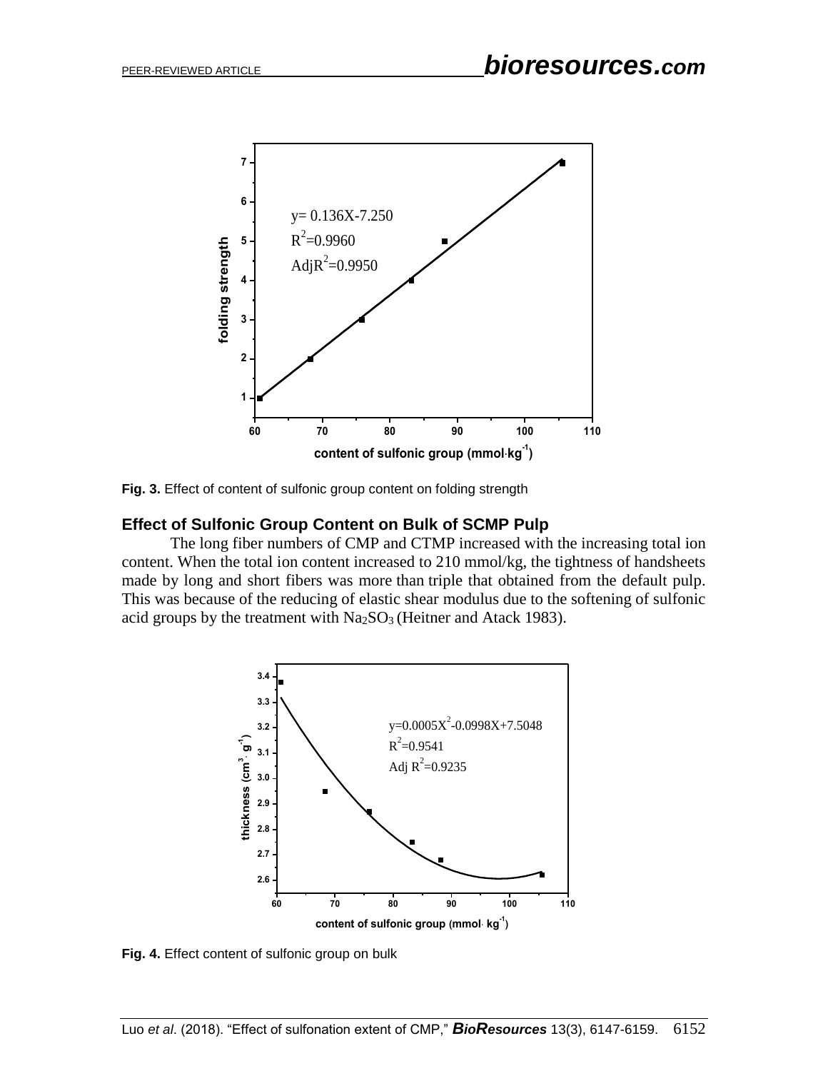Fig. 3. Effect of content of sulfonic group content on folding strength

### Effect of Sulfonic Group Content on Bulk of SCMP Pulp

The long fiber numbers of CMP and CTMP increased with the increasing total ion content. When the total ion content increased to 210 mmol/kg, the tightness of handsheets made by long and short fibers was more than triple that obtained from the default pulp. This was because of the reducing of elastic shear modulus due to the softening of sulfonic acid groups by the treatment with $Na_2SO_3$ (Heitner and Atack 1983).

Fig. 4. Effect content of sulfonic group on bulk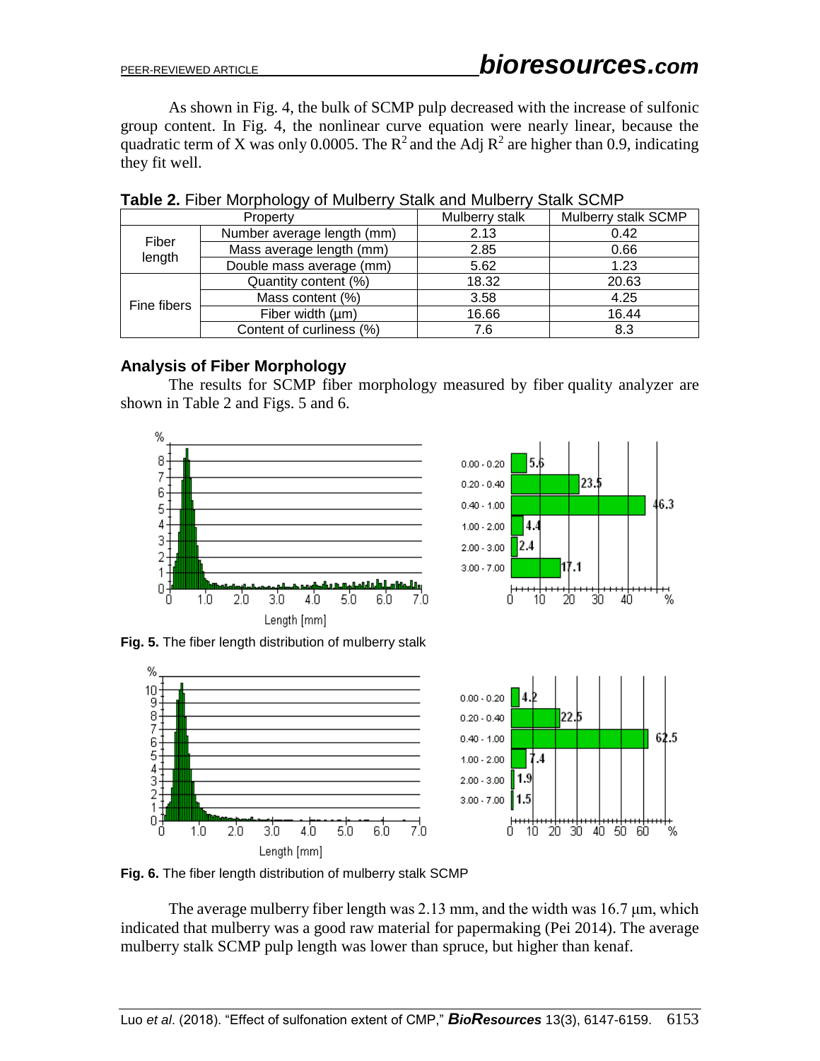As shown in Fig. 4, the bulk of SCMP pulp decreased with the increase of sulfonic group content. In Fig. 4, the nonlinear curve equation were nearly linear, because the quadratic term of X was only 0.0005. The $R^2$ and the Adj $R^2$ are higher than 0.9, indicating they fit well.

**Table 2.** Fiber Morphology of Mulberry Stalk and Mulberry Stalk SCMP

| Property | | Mulberry stalk | Mulberry stalk SCMP |
|---|---|---|---|
| Fiber length | Number average length (mm) | 2.13 | 0.42 |
| | Mass average length (mm) | 2.85 | 0.66 |
| | Double mass average (mm) | 5.62 | 1.23 |
| Fine fibers | Quantity content (%) | 18.32 | 20.63 |
| | Mass content (%) | 3.58 | 4.25 |
| | Fiber width (μm) | 16.66 | 16.44 |
| | Content of curliness (%) | 7.6 | 8.3 |

### Analysis of Fiber Morphology

The results for SCMP fiber morphology measured by fiber quality analyzer are shown in Table 2 and Figs. 5 and 6.

**Fig. 5.** The fiber length distribution of mulberry stalk

**Fig. 6.** The fiber length distribution of mulberry stalk SCMP

The average mulberry fiber length was 2.13 mm, and the width was 16.7 μm, which indicated that mulberry was a good raw material for papermaking (Pei 2014). The average mulberry stalk SCMP pulp length was lower than spruce, but higher than kenaf.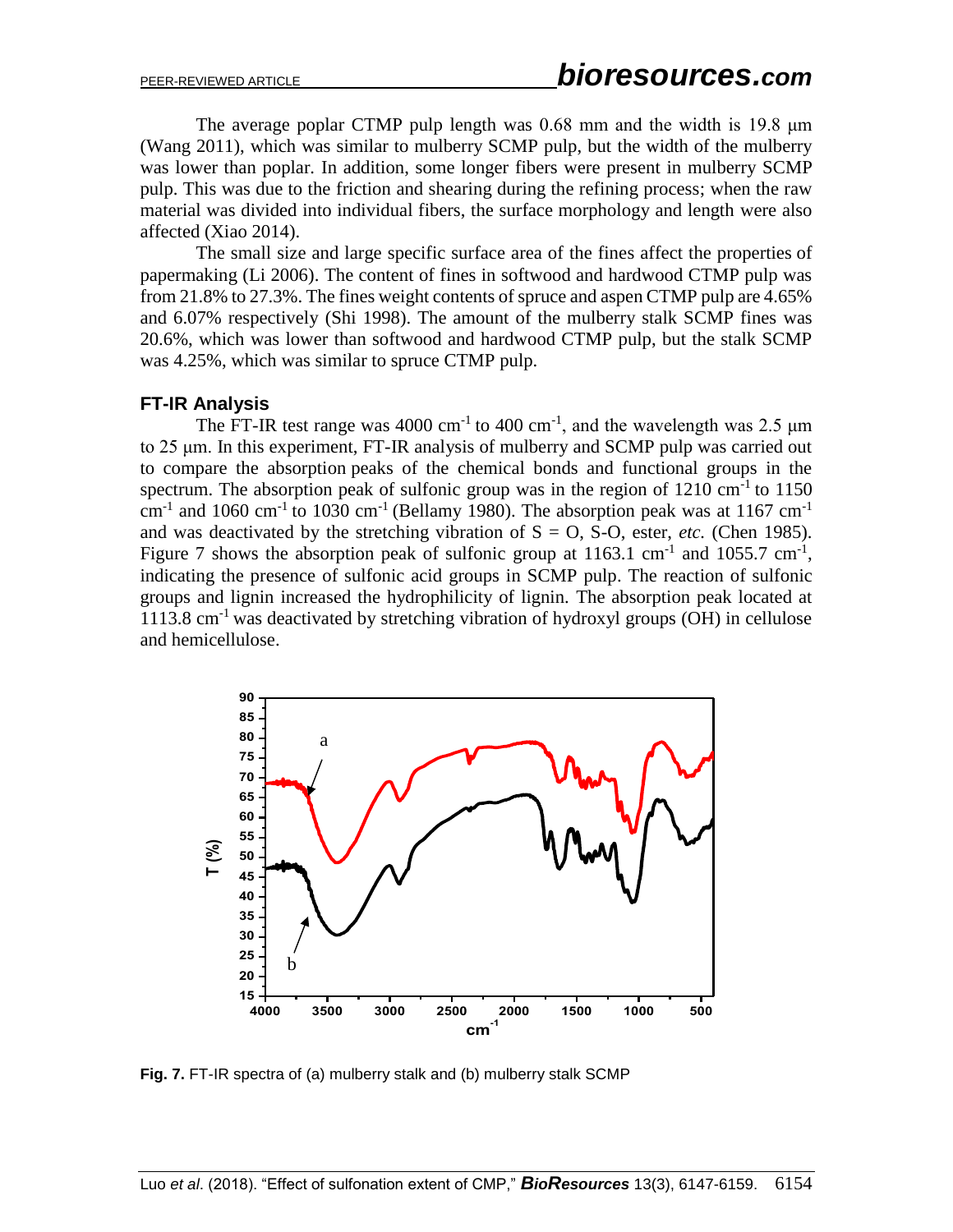The average poplar CTMP pulp length was 0.68 mm and the width is 19.8 μm (Wang 2011), which was similar to mulberry SCMP pulp, but the width of the mulberry was lower than poplar. In addition, some longer fibers were present in mulberry SCMP pulp. This was due to the friction and shearing during the refining process; when the raw material was divided into individual fibers, the surface morphology and length were also affected (Xiao 2014).

The small size and large specific surface area of the fines affect the properties of papermaking (Li 2006). The content of fines in softwood and hardwood CTMP pulp was from 21.8% to 27.3%. The fines weight contents of spruce and aspen CTMP pulp are 4.65% and 6.07% respectively (Shi 1998). The amount of the mulberry stalk SCMP fines was 20.6%, which was lower than softwood and hardwood CTMP pulp, but the stalk SCMP was 4.25%, which was similar to spruce CTMP pulp.

### FT-IR Analysis

The FT-IR test range was 4000 $cm^{-1}$ to 400 $cm^{-1}$, and the wavelength was 2.5 μm to 25 μm. In this experiment, FT-IR analysis of mulberry and SCMP pulp was carried out to compare the absorption peaks of the chemical bonds and functional groups in the spectrum. The absorption peak of sulfonic group was in the region of 1210 $cm^{-1}$ to 1150 $cm^{-1}$ and 1060 $cm^{-1}$ to 1030 $cm^{-1}$ (Bellamy 1980). The absorption peak was at 1167 $cm^{-1}$ and was deactivated by the stretching vibration of S = O, S-O, ester, *etc.* (Chen 1985). Figure 7 shows the absorption peak of sulfonic group at 1163.1 $cm^{-1}$ and 1055.7 $cm^{-1}$, indicating the presence of sulfonic acid groups in SCMP pulp. The reaction of sulfonic groups and lignin increased the hydrophilicity of lignin. The absorption peak located at 1113.8 $cm^{-1}$ was deactivated by stretching vibration of hydroxyl groups (OH) in cellulose and hemicellulose.

**Fig. 7.** FT-IR spectra of (a) mulberry stalk and (b) mulberry stalk SCMP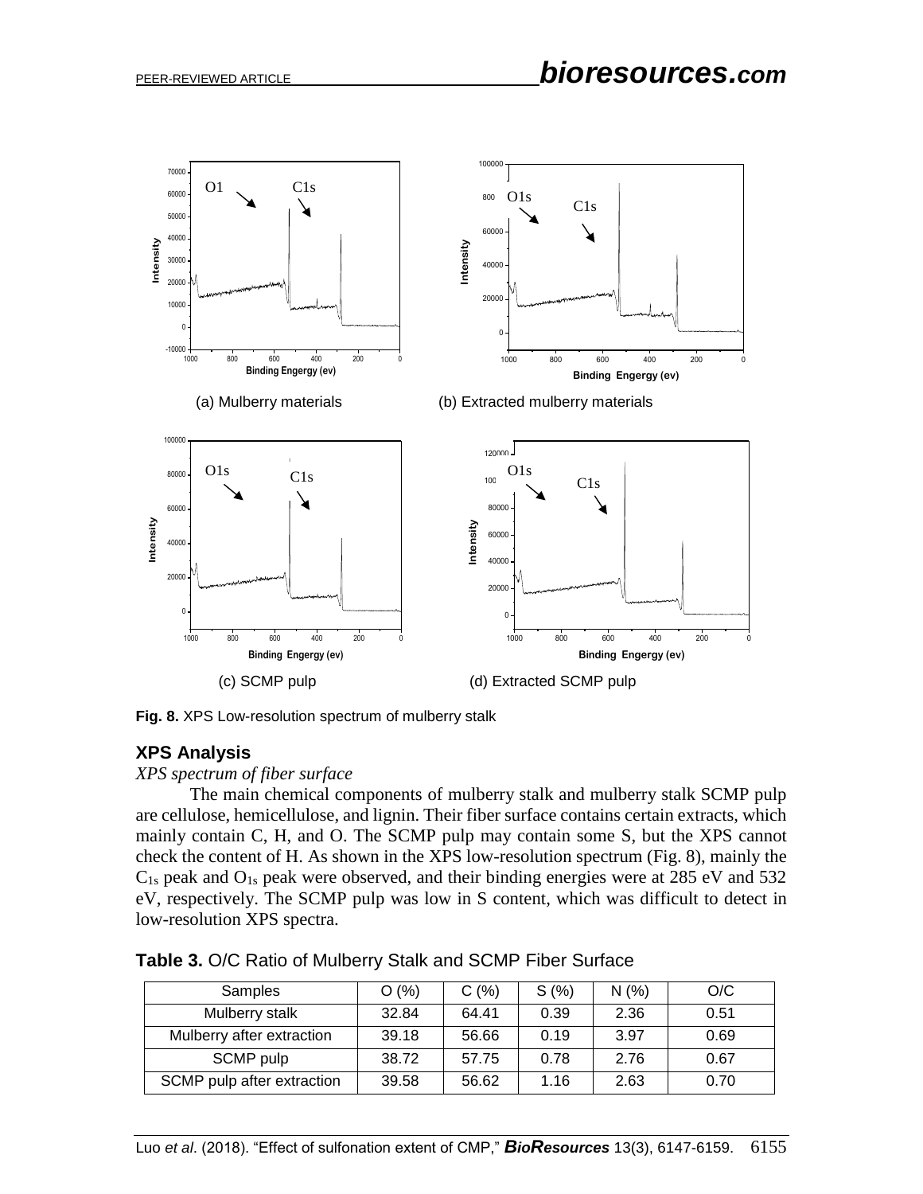(a) Mulberry materials

(b) Extracted mulberry materials

(c) SCMP pulp

(d) Extracted SCMP pulp

**Fig. 8.** XPS Low-resolution spectrum of mulberry stalk

## XPS Analysis

*XPS spectrum of fiber surface*

The main chemical components of mulberry stalk and mulberry stalk SCMP pulp are cellulose, hemicellulose, and lignin. Their fiber surface contains certain extracts, which mainly contain C, H, and O. The SCMP pulp may contain some S, but the XPS cannot check the content of H. As shown in the XPS low-resolution spectrum (Fig. 8), mainly the $C_{1s}$ peak and $O_{1s}$ peak were observed, and their binding energies were at 285 eV and 532 eV, respectively. The SCMP pulp was low in S content, which was difficult to detect in low-resolution XPS spectra.

**Table 3.** O/C Ratio of Mulberry Stalk and SCMP Fiber Surface

| Samples | O (%) | C (%) | S (%) | N (%) | O/C |
|---|---|---|---|---|---|
| Mulberry stalk | 32.84 | 64.41 | 0.39 | 2.36 | 0.51 |
| Mulberry after extraction | 39.18 | 56.66 | 0.19 | 3.97 | 0.69 |
| SCMP pulp | 38.72 | 57.75 | 0.78 | 2.76 | 0.67 |
| SCMP pulp after extraction | 39.58 | 56.62 | 1.16 | 2.63 | 0.70 |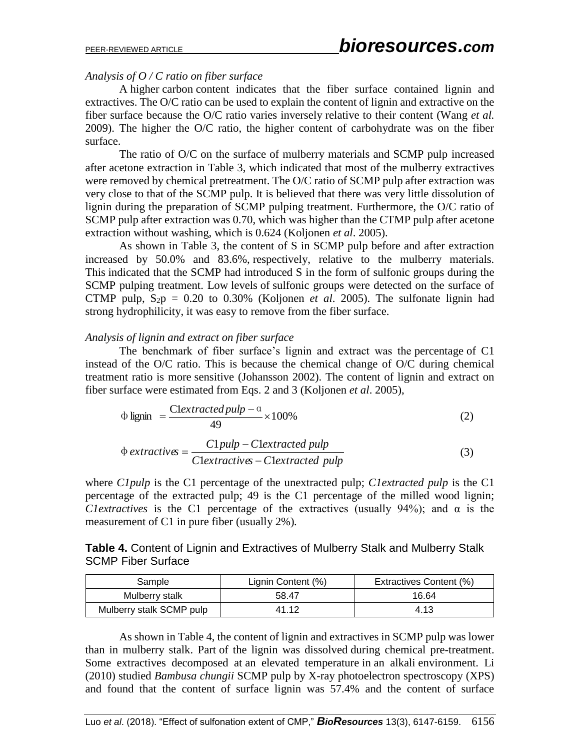*Analysis of O / C ratio on fiber surface*

A higher carbon content indicates that the fiber surface contained lignin and extractives. The O/C ratio can be used to explain the content of lignin and extractive on the fiber surface because the O/C ratio varies inversely relative to their content (Wang *et al.* 2009). The higher the O/C ratio, the higher content of carbohydrate was on the fiber surface.

The ratio of O/C on the surface of mulberry materials and SCMP pulp increased after acetone extraction in Table 3, which indicated that most of the mulberry extractives were removed by chemical pretreatment. The O/C ratio of SCMP pulp after extraction was very close to that of the SCMP pulp. It is believed that there was very little dissolution of lignin during the preparation of SCMP pulping treatment. Furthermore, the O/C ratio of SCMP pulp after extraction was 0.70, which was higher than the CTMP pulp after acetone extraction without washing, which is 0.624 (Koljonen *et al*. 2005).

As shown in Table 3, the content of S in SCMP pulp before and after extraction increased by 50.0% and 83.6%, respectively, relative to the mulberry materials. This indicated that the SCMP had introduced S in the form of sulfonic groups during the SCMP pulping treatment. Low levels of sulfonic groups were detected on the surface of CTMP pulp, $S_2p$ = 0.20 to 0.30% (Koljonen *et al*. 2005). The sulfonate lignin had strong hydrophilicity, it was easy to remove from the fiber surface.

*Analysis of lignin and extract on fiber surface*

The benchmark of fiber surface's lignin and extract was the percentage of C1 instead of the O/C ratio. This is because the chemical change of O/C during chemical treatment ratio is more sensitive (Johansson 2002). The content of lignin and extract on fiber surface were estimated from Eqs. 2 and 3 (Koljonen *et al*. 2005),

$$\Phi\,\text{lignin} = \frac{\text{C1}\mathit{extracted\ pulp} - \alpha}{49} \times 100\% \tag{2}$$

$$\Phi\,\mathit{extractives} = \frac{C1\mathit{pulp} - C1\mathit{extracted\ pulp}}{C1\mathit{extractives} - C1\mathit{extracted\ pulp}} \tag{3}$$

where *C1pulp* is the C1 percentage of the unextracted pulp; *C1extracted pulp* is the C1 percentage of the extracted pulp; 49 is the C1 percentage of the milled wood lignin; *C1extractives* is the C1 percentage of the extractives (usually 94%); and α is the measurement of C1 in pure fiber (usually 2%).

**Table 4.** Content of Lignin and Extractives of Mulberry Stalk and Mulberry Stalk SCMP Fiber Surface

| Sample | Lignin Content (%) | Extractives Content (%) |
| --- | --- | --- |
| Mulberry stalk | 58.47 | 16.64 |
| Mulberry stalk SCMP pulp | 41.12 | 4.13 |

As shown in Table 4, the content of lignin and extractives in SCMP pulp was lower than in mulberry stalk. Part of the lignin was dissolved during chemical pre-treatment. Some extractives decomposed at an elevated temperature in an alkali environment. Li (2010) studied *Bambusa chungii* SCMP pulp by X-ray photoelectron spectroscopy (XPS) and found that the content of surface lignin was 57.4% and the content of surface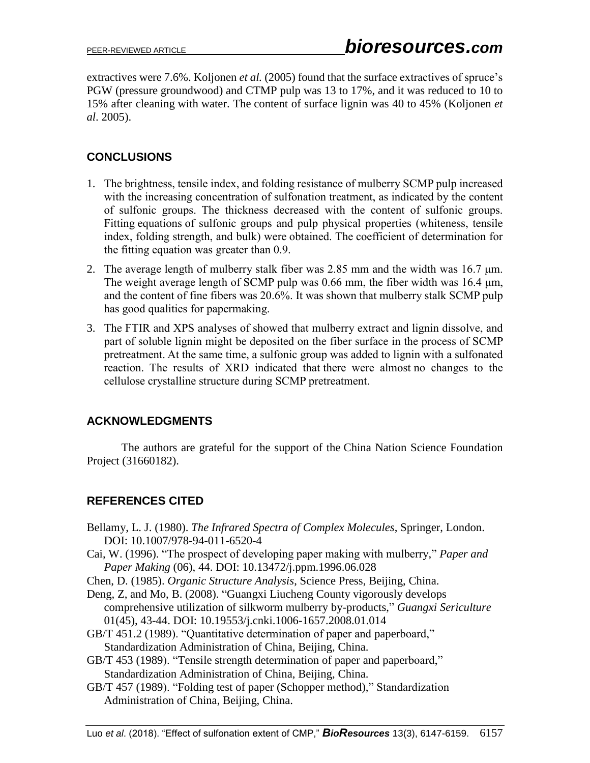extractives were 7.6%. Koljonen *et al.* (2005) found that the surface extractives of spruce's PGW (pressure groundwood) and CTMP pulp was 13 to 17%, and it was reduced to 10 to 15% after cleaning with water. The content of surface lignin was 40 to 45% (Koljonen *et al*. 2005).

## CONCLUSIONS

1. The brightness, tensile index, and folding resistance of mulberry SCMP pulp increased with the increasing concentration of sulfonation treatment, as indicated by the content of sulfonic groups. The thickness decreased with the content of sulfonic groups. Fitting equations of sulfonic groups and pulp physical properties (whiteness, tensile index, folding strength, and bulk) were obtained. The coefficient of determination for the fitting equation was greater than 0.9.
2. The average length of mulberry stalk fiber was 2.85 mm and the width was 16.7 μm. The weight average length of SCMP pulp was 0.66 mm, the fiber width was 16.4 μm, and the content of fine fibers was 20.6%. It was shown that mulberry stalk SCMP pulp has good qualities for papermaking.
3. The FTIR and XPS analyses of showed that mulberry extract and lignin dissolve, and part of soluble lignin might be deposited on the fiber surface in the process of SCMP pretreatment. At the same time, a sulfonic group was added to lignin with a sulfonated reaction. The results of XRD indicated that there were almost no changes to the cellulose crystalline structure during SCMP pretreatment.

## ACKNOWLEDGMENTS

The authors are grateful for the support of the China Nation Science Foundation Project (31660182).

## REFERENCES CITED

Bellamy, L. J. (1980). *The Infrared Spectra of Complex Molecules*, Springer, London. DOI: 10.1007/978-94-011-6520-4

Cai, W. (1996). "The prospect of developing paper making with mulberry," *Paper and Paper Making* (06), 44. DOI: 10.13472/j.ppm.1996.06.028

Chen, D. (1985). *Organic Structure Analysis*, Science Press, Beijing, China.

Deng, Z, and Mo, B. (2008). "Guangxi Liucheng County vigorously develops comprehensive utilization of silkworm mulberry by-products," *Guangxi Sericulture* 01(45), 43-44. DOI: 10.19553/j.cnki.1006-1657.2008.01.014

GB/T 451.2 (1989). "Quantitative determination of paper and paperboard," Standardization Administration of China, Beijing, China.

GB/T 453 (1989). "Tensile strength determination of paper and paperboard," Standardization Administration of China, Beijing, China.

GB/T 457 (1989). "Folding test of paper (Schopper method)," Standardization Administration of China, Beijing, China.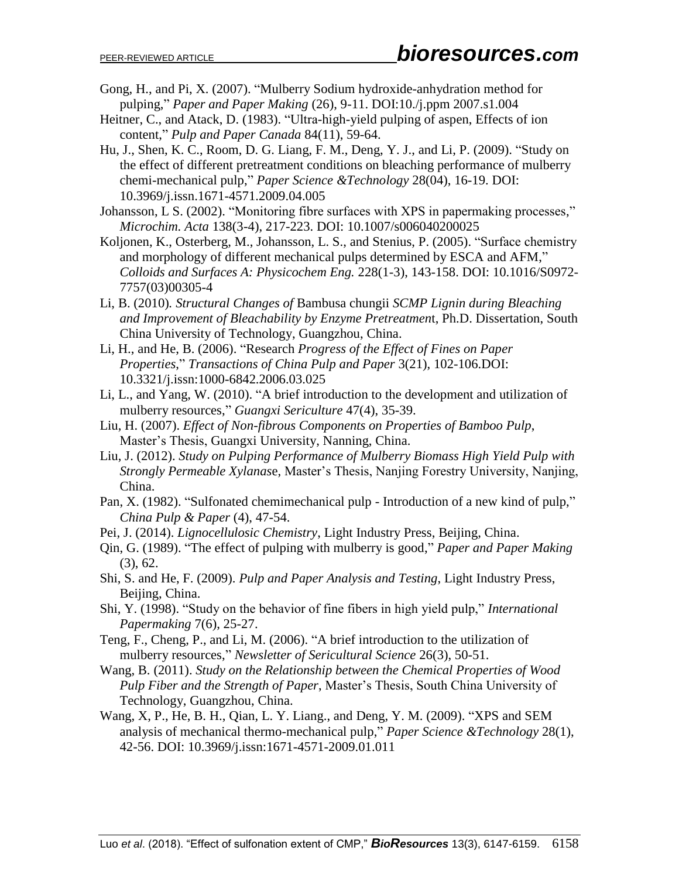Gong, H., and Pi, X. (2007). "Mulberry Sodium hydroxide-anhydration method for pulping," *Paper and Paper Making* (26), 9-11. DOI:10./j.ppm 2007.s1.004

Heitner, C., and Atack, D. (1983). "Ultra-high-yield pulping of aspen, Effects of ion content," *Pulp and Paper Canada* 84(11), 59-64.

Hu, J., Shen, K. C., Room, D. G. Liang, F. M., Deng, Y. J., and Li, P. (2009). "Study on the effect of different pretreatment conditions on bleaching performance of mulberry chemi-mechanical pulp," *Paper Science &Technology* 28(04), 16-19. DOI: 10.3969/j.issn.1671-4571.2009.04.005

Johansson, L S. (2002). "Monitoring fibre surfaces with XPS in papermaking processes," *Microchim. Acta* 138(3-4), 217-223. DOI: 10.1007/s006040200025

Koljonen, K., Osterberg, M., Johansson, L. S., and Stenius, P. (2005). "Surface chemistry and morphology of different mechanical pulps determined by ESCA and AFM," *Colloids and Surfaces A: Physicochem Eng.* 228(1-3), 143-158. DOI: 10.1016/S0972-7757(03)00305-4

Li, B. (2010). *Structural Changes of* Bambusa chungii *SCMP Lignin during Bleaching and Improvement of Bleachability by Enzyme Pretreatmen*t, Ph.D. Dissertation, South China University of Technology, Guangzhou, China.

Li, H., and He, B. (2006). "Research *Progress of the Effect of Fines on Paper Properties*," *Transactions of China Pulp and Paper* 3(21), 102-106.DOI: 10.3321/j.issn:1000-6842.2006.03.025

Li, L., and Yang, W. (2010). "A brief introduction to the development and utilization of mulberry resources," *Guangxi Sericulture* 47(4), 35-39.

Liu, H. (2007). *Effect of Non-fibrous Components on Properties of Bamboo Pulp*, Master's Thesis, Guangxi University, Nanning, China.

Liu, J. (2012). *Study on Pulping Performance of Mulberry Biomass High Yield Pulp with Strongly Permeable Xylanas*e, Master's Thesis, Nanjing Forestry University, Nanjing, China.

Pan, X. (1982). "Sulfonated chemimechanical pulp - Introduction of a new kind of pulp," *China Pulp & Paper* (4), 47-54.

Pei, J. (2014). *Lignocellulosic Chemistry*, Light Industry Press, Beijing, China.

Qin, G. (1989). "The effect of pulping with mulberry is good," *Paper and Paper Making* (3), 62.

Shi, S. and He, F. (2009). *Pulp and Paper Analysis and Testing*, Light Industry Press, Beijing, China.

Shi, Y. (1998). "Study on the behavior of fine fibers in high yield pulp," *International Papermaking* 7(6), 25-27.

Teng, F., Cheng, P., and Li, M. (2006). "A brief introduction to the utilization of mulberry resources," *Newsletter of Sericultural Science* 26(3), 50-51.

Wang, B. (2011). *Study on the Relationship between the Chemical Properties of Wood Pulp Fiber and the Strength of Paper*, Master's Thesis, South China University of Technology, Guangzhou, China.

Wang, X, P., He, B. H., Qian, L. Y. Liang., and Deng, Y. M. (2009). "XPS and SEM analysis of mechanical thermo-mechanical pulp," *Paper Science &Technology* 28(1), 42-56. DOI: 10.3969/j.issn:1671-4571-2009.01.011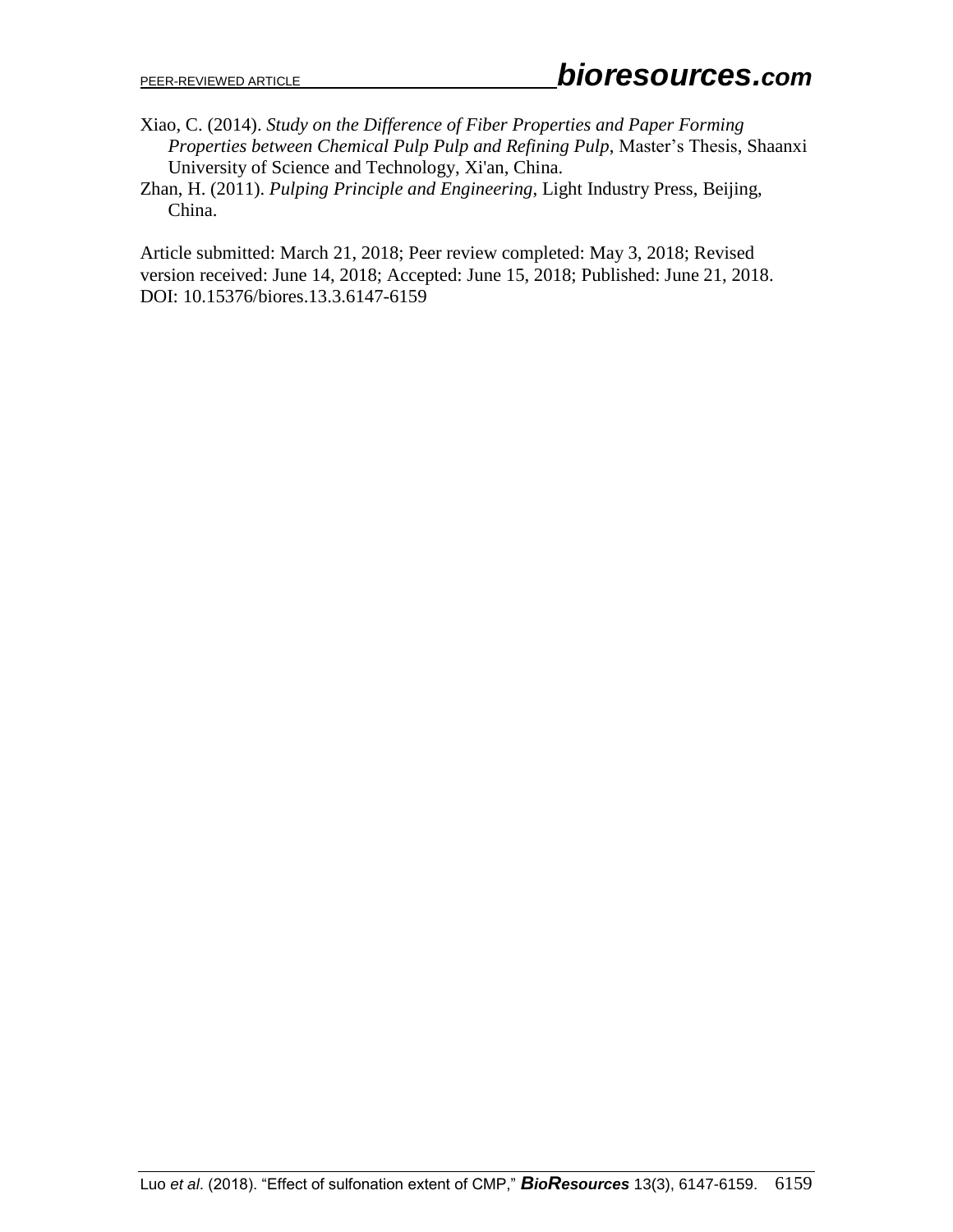Xiao, C. (2014). *Study on the Difference of Fiber Properties and Paper Forming Properties between Chemical Pulp Pulp and Refining Pulp*, Master's Thesis, Shaanxi University of Science and Technology, Xi'an, China.

Zhan, H. (2011). *Pulping Principle and Engineering*, Light Industry Press, Beijing, China.

Article submitted: March 21, 2018; Peer review completed: May 3, 2018; Revised version received: June 14, 2018; Accepted: June 15, 2018; Published: June 21, 2018.
DOI: 10.15376/biores.13.3.6147-6159